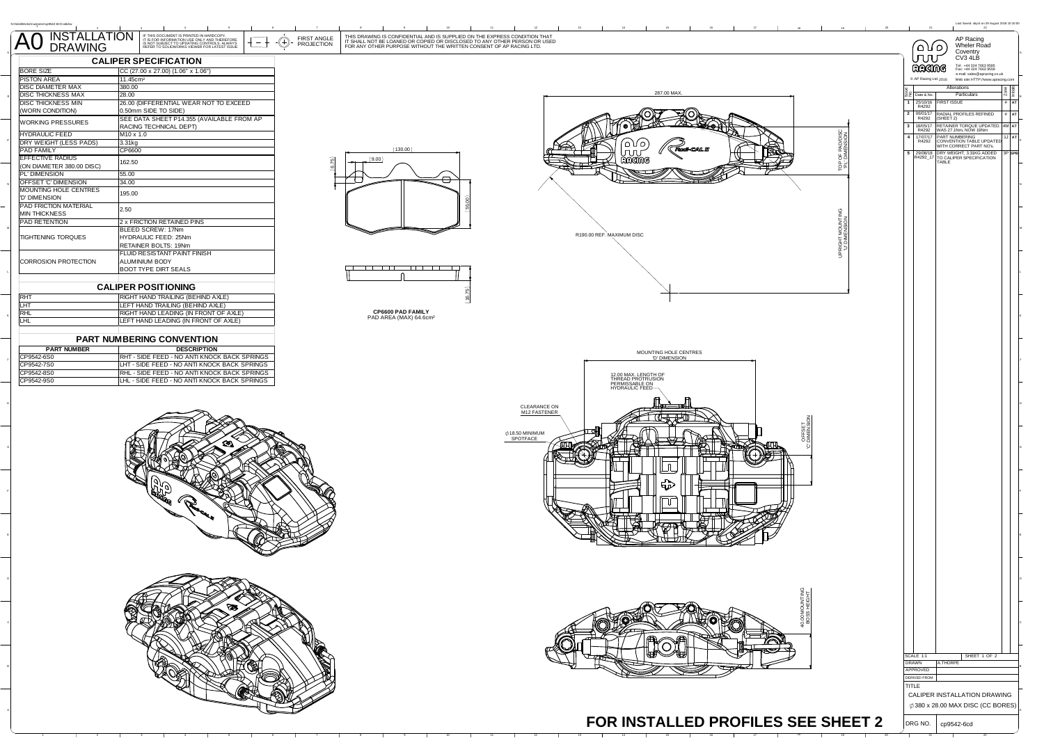# A0 INSTALLATION DRAWING

IF THIS DOCUMENT IS PRINTED IN HARDCOPY IT IS FOR INFORMATION USE ONLY AND THEREFORE IS NOT SUBJECT TO UPDATING CONTROLS. ALWAYS REFER TO SOLIDWORKS VIEWER FOR LATEST ISSUE.

FIRST ANGLE PROJECTION

THIS DRAWING IS CONFIDENTIAL AND IS SUPPLIED ON THE EXPRESS CONDITION THAT IT SHALL NOT BE LOANED OR COPIED OR DISCLOSED TO ANY OTHER PERSON OR USED FOR ANY OTHER PURPOSE WITHOUT THE WRITTEN CONSENT OF AP RACING LTD.

## CALIPER SPECIFICATION

| | |
|---|---|
| BORE SIZE | CC (27.00 x 27.00) (1.06" x 1.06") |
| PISTON AREA | 11.45cm² |
| DISC DIAMETER MAX | 380.00 |
| DISC THICKNESS MAX | 28.00 |
| DISC THICKNESS MIN (WORN CONDITION) | 26.00 (DIFFERENTIAL WEAR NOT TO EXCEED 0.50mm SIDE TO SIDE) |
| WORKING PRESSURES | SEE DATA SHEET P14.355 (AVAILABLE FROM AP RACING TECHNICAL DEPT) |
| HYDRAULIC FEED | M10 x 1.0 |
| DRY WEIGHT (LESS PADS) | 3.31kg |
| PAD FAMILY | CP6600 |
| EFFECTIVE RADIUS (ON DIAMETER 380.00 DISC) | 162.50 |
| 'PL' DIMENSION | 55.00 |
| OFFSET 'C' DIMENSION | 34.00 |
| MOUNTING HOLE CENTRES 'D' DIMENSION | 195.00 |
| PAD FRICTION MATERIAL MIN THICKNESS | 2.50 |
| PAD RETENTION | 2 x FRICTION RETAINED PINS |
| TIGHTENING TORQUES | BLEED SCREW: 17Nm<br>HYDRAULIC FEED: 25Nm<br>RETAINER BOLTS: 19Nm |
| CORROSION PROTECTION | FLUID RESISTANT PAINT FINISH<br>ALUMINIUM BODY<br>BOOT TYPE DIRT SEALS |

## CALIPER POSITIONING

| | |
|---|---|
| RHT | RIGHT HAND TRAILING (BEHIND AXLE) |
| LHT | LEFT HAND TRAILING (BEHIND AXLE) |
| RHL | RIGHT HAND LEADING (IN FRONT OF AXLE) |
| LHL | LEFT HAND LEADING (IN FRONT OF AXLE) |

## PART NUMBERING CONVENTION

| PART NUMBER | DESCRIPTION |
|---|---|
| CP9542-6S0 | RHT - SIDE FEED - NO ANTI KNOCK BACK SPRINGS |
| CP9542-7S0 | LHT - SIDE FEED - NO ANTI KNOCK BACK SPRINGS |
| CP9542-8S0 | RHL - SIDE FEED - NO ANTI KNOCK BACK SPRINGS |
| CP9542-9S0 | LHL - SIDE FEED - NO ANTI KNOCK BACK SPRINGS |

130.00 | 9.00 | 6.75 | 55.00 | 16.75

**CP6600 PAD FAMILY**
PAD AREA (MAX) 64.6cm²

287.00 MAX.

TOP OF PAD/DISC 'PL' DIMENSION

UPRIGHT MOUNTING 'U' DIMENSION

R190.00 REF. MAXIMUM DISC

MOUNTING HOLE CENTRES 'D' DIMENSION

12.00 MAX. LENGTH OF THREAD PROTRUSION PERMISSABLE ON HYDRAULIC FEED

CLEARANCE ON M12 FASTENER

∅18.50 MINIMUM SPOTFACE

OFFSET 'C' DIMENSION

40.00 MOUNTING BOSS HEIGHT

**FOR INSTALLED PROFILES SEE SHEET 2**

AP Racing
Wheeler Road
Coventry
CV3 4LB
Tel: +44 024 7663 9595
Fax: +44 024 7663 9559
e-mail: sales@apracing.co.uk
Web site: HTTP://www.apracing.com
© AP Racing Ltd 2016

| Issue No. | Date & No. | Particulars | Zone | Init |
|---|---|---|---|---|
| 1 | 25/10/16 R4293 | FIRST ISSUE | # | AT |
| 2 | 06/01/17 R4292 | RADIAL PROFILES REFINED (SHEET 2) | # | AT |
| 3 | 18/05/17 R4292 | RETAINER TORQUE UPDATED WAS 27.1Nm, NOW 19Nm | 4M | AT |
| 4 | 17/07/17 R4292 | PART NUMBERING CONVENTION TABLE UPDATED WITH CORRECT PART NO'S | 1J | AT |
| 5 | 29/08/18 R4292_17 | DRY WEIGHT, 3.31KG ADDED TO CALIPER SPECIFICATION TABLE | 3P | SPB |

SCALE 1:1 — SHEET 1 OF 2
DRAWN: A.THORPE
APPROVED:
DERIVED FROM:
TITLE: CALIPER INSTALLATION DRAWING ∅380 x 28.00 MAX DISC (CC BORES)
DRG NO. cp9542-6cd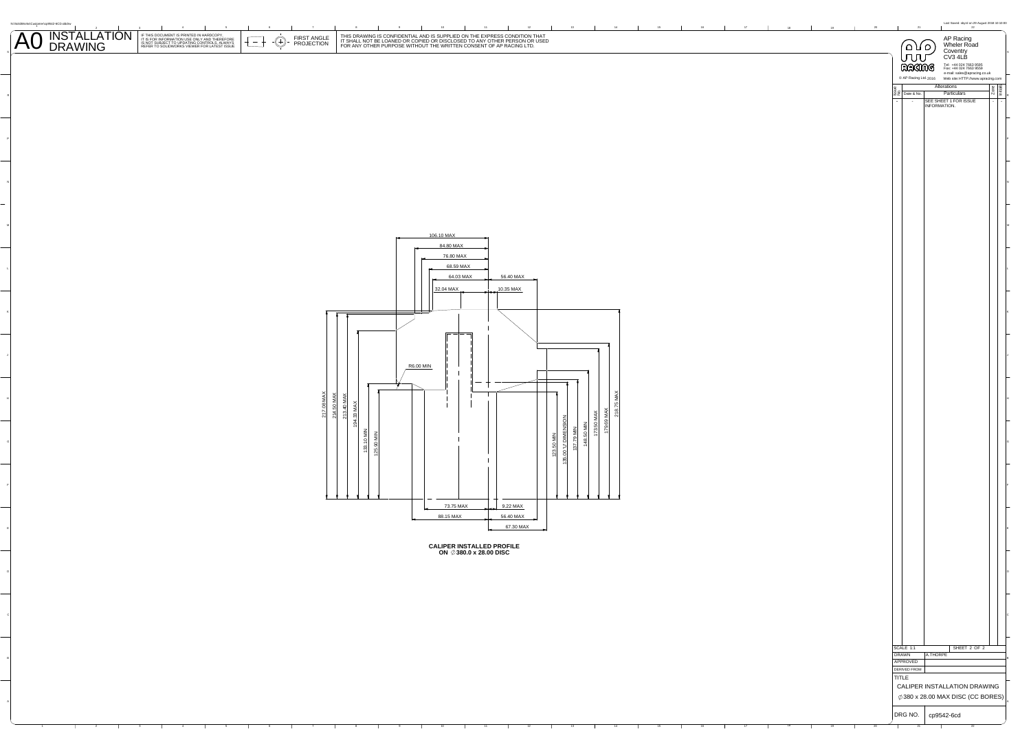# A0 INSTALLATION DRAWING

IF THIS DOCUMENT IS PRINTED IN HARDCOPY, IT IS FOR INFORMATION USE ONLY AND THEREFORE IS NOT SUBJECT TO UPDATING CONTROLS. ALWAYS REFER TO SOLIDWORKS VIEWER FOR LATEST ISSUE.

FIRST ANGLE PROJECTION

THIS DRAWING IS CONFIDENTIAL AND IS SUPPLIED ON THE EXPRESS CONDITION THAT IT SHALL NOT BE LOANED OR COPIED OR DISCLOSED TO ANY OTHER PERSON OR USED FOR ANY OTHER PURPOSE WITHOUT THE WRITTEN CONSENT OF AP RACING LTD.

AP Racing
Wheler Road
Coventry
CV3 4LB

Tel: +44 024 7663 9595
Fax: +44 024 7663 9559
e-mail: sales@apracing.co.uk
Web site: HTTP://www.apracing.com

© AP Racing Ltd 2016

| Issue No. | Date & No. | Alterations Particulars | Zone | Initials |
|---|---|---|---|---|
| - | - | SEE SHEET 1 FOR ISSUE INFORMATION. | - | - |

106.10 MAX
84.80 MAX
76.80 MAX
68.59 MAX
64.03 MAX
56.40 MAX
32.04 MAX
10.35 MAX
R6.00 MIN
217.08 MAX
214.50 MAX
213.40 MAX
194.33 MAX
133.10 MIN
125.90 MIN
123.50 MIN
135.00 'U' DIMENSION
137.79 MIN
148.50 MIN
173.50 MAX
179.69 MAX
218.75 MAX
73.75 MAX
9.22 MAX
88.15 MAX
56.40 MAX
67.30 MAX

**CALIPER INSTALLED PROFILE ON ∅380.0 x 28.00 DISC**

| | |
|---|---|
| SCALE 1:1 | SHEET 2 OF 2 |
| DRAWN | A.THORPE |
| APPROVED | |
| DERIVED FROM | |
| TITLE | CALIPER INSTALLATION DRAWING ∅380 x 28.00 MAX DISC (CC BORES) |
| DRG NO. | cp9542-6cd |